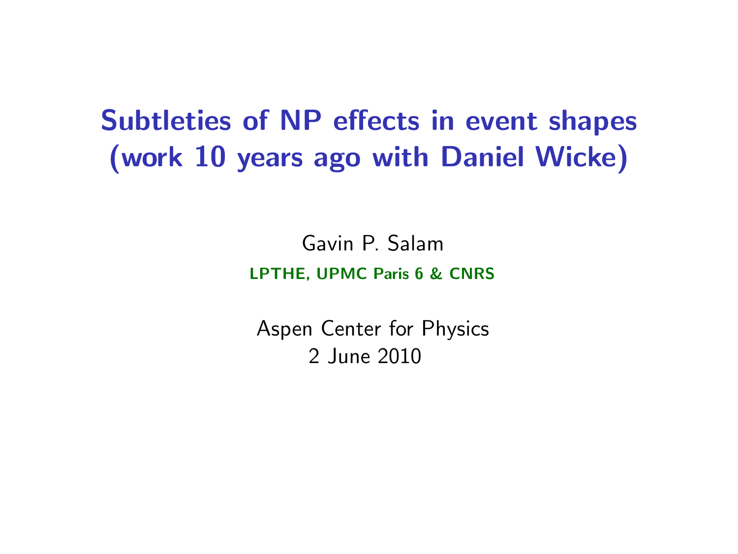# Subtleties of NP effects in event shapes (work 10 years ago with Daniel Wicke)

Gavin P. Salam

**LPTHE, UPMC Paris 6 & CNRS**

Aspen Center for Physics
2 June 2010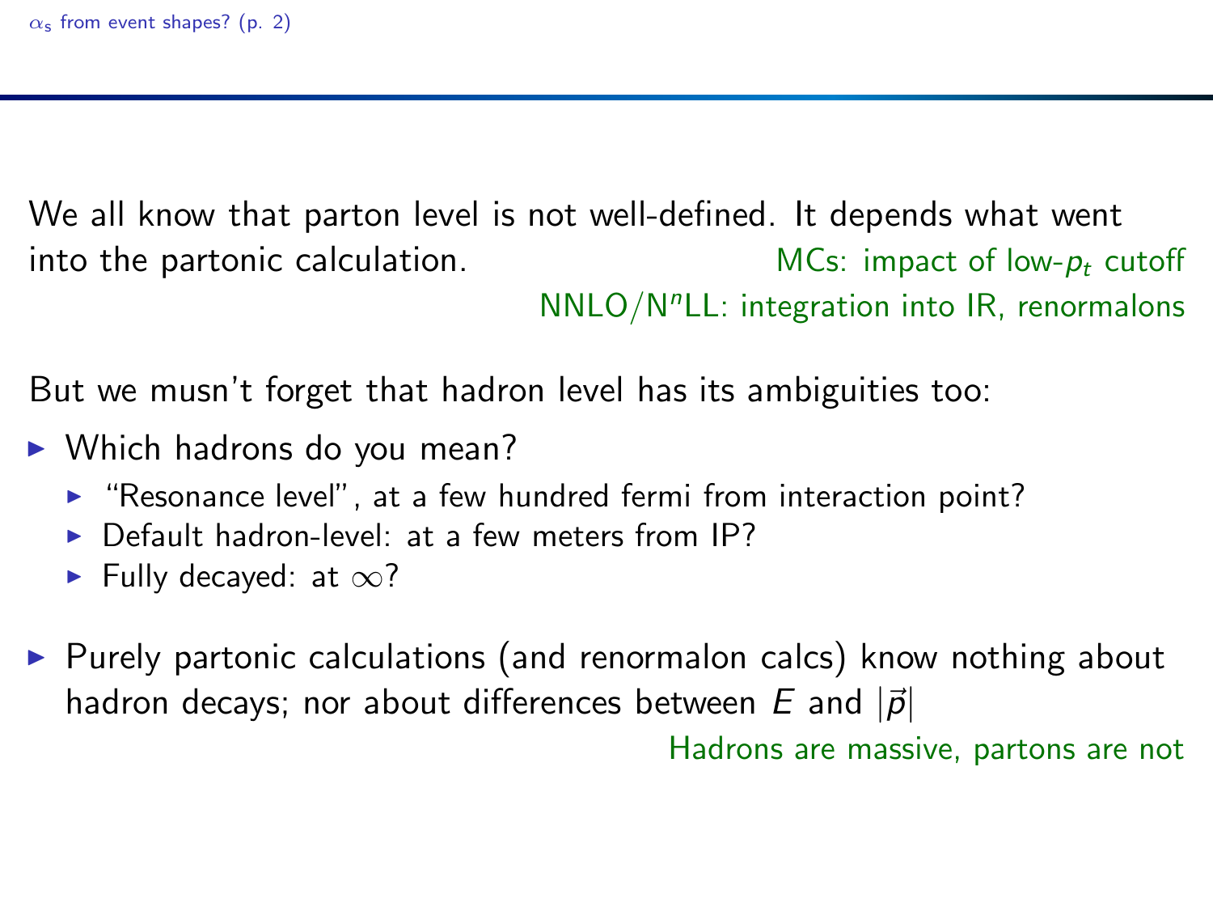We all know that parton level is not well-defined. It depends what went into the partonic calculation.

MCs: impact of low-$p_t$ cutoff

NNLO/N$^n$LL: integration into IR, renormalons

But we musn't forget that hadron level has its ambiguities too:

- Which hadrons do you mean?
  - "Resonance level", at a few hundred fermi from interaction point?
  - Default hadron-level: at a few meters from IP?
  - Fully decayed: at $\infty$?

- Purely partonic calculations (and renormalon calcs) know nothing about hadron decays; nor about differences between $E$ and $|\vec{p}|$

Hadrons are massive, partons are not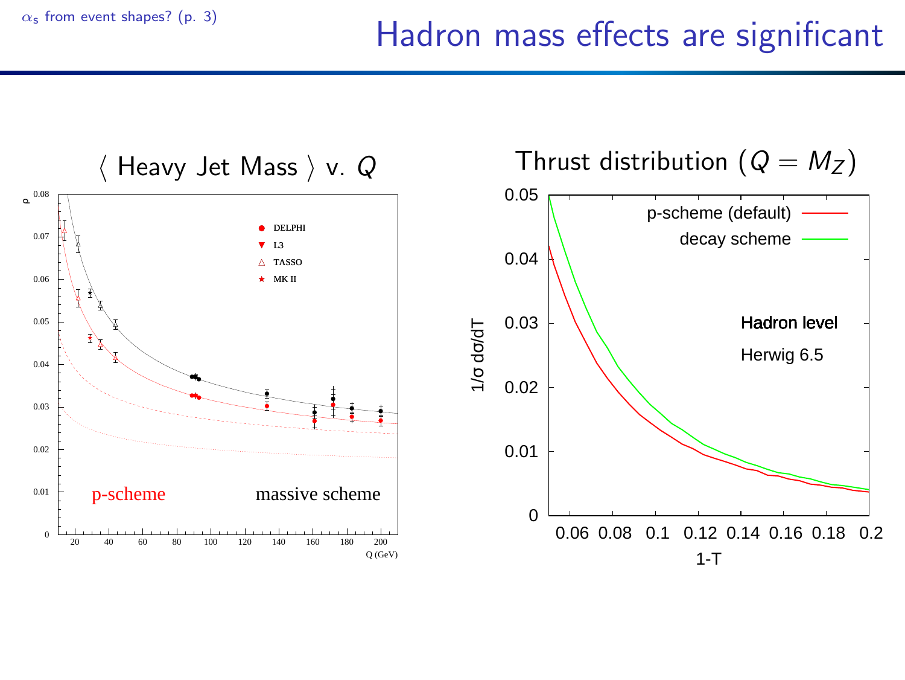# Hadron mass effects are significant

## $\langle$ Heavy Jet Mass $\rangle$ v. $Q$

## Thrust distribution ($Q = M_Z$)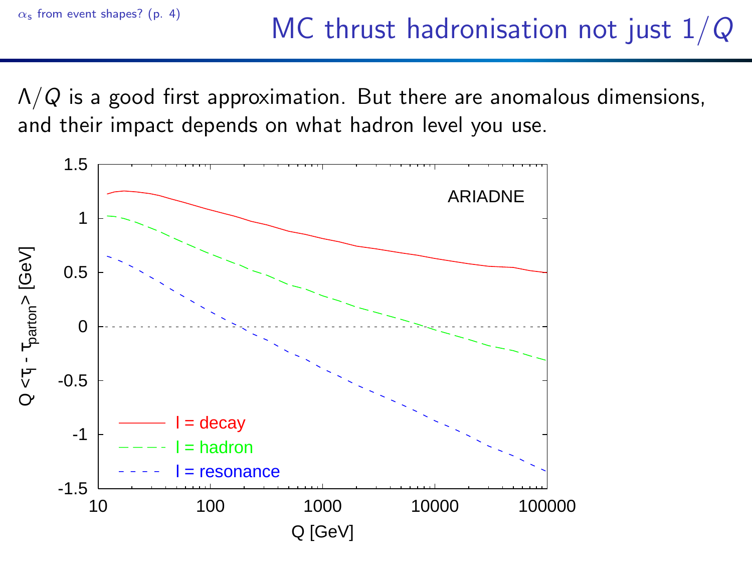# MC thrust hadronisation not just $1/Q$

$\Lambda/Q$ is a good first approximation. But there are anomalous dimensions, and their impact depends on what hadron level you use.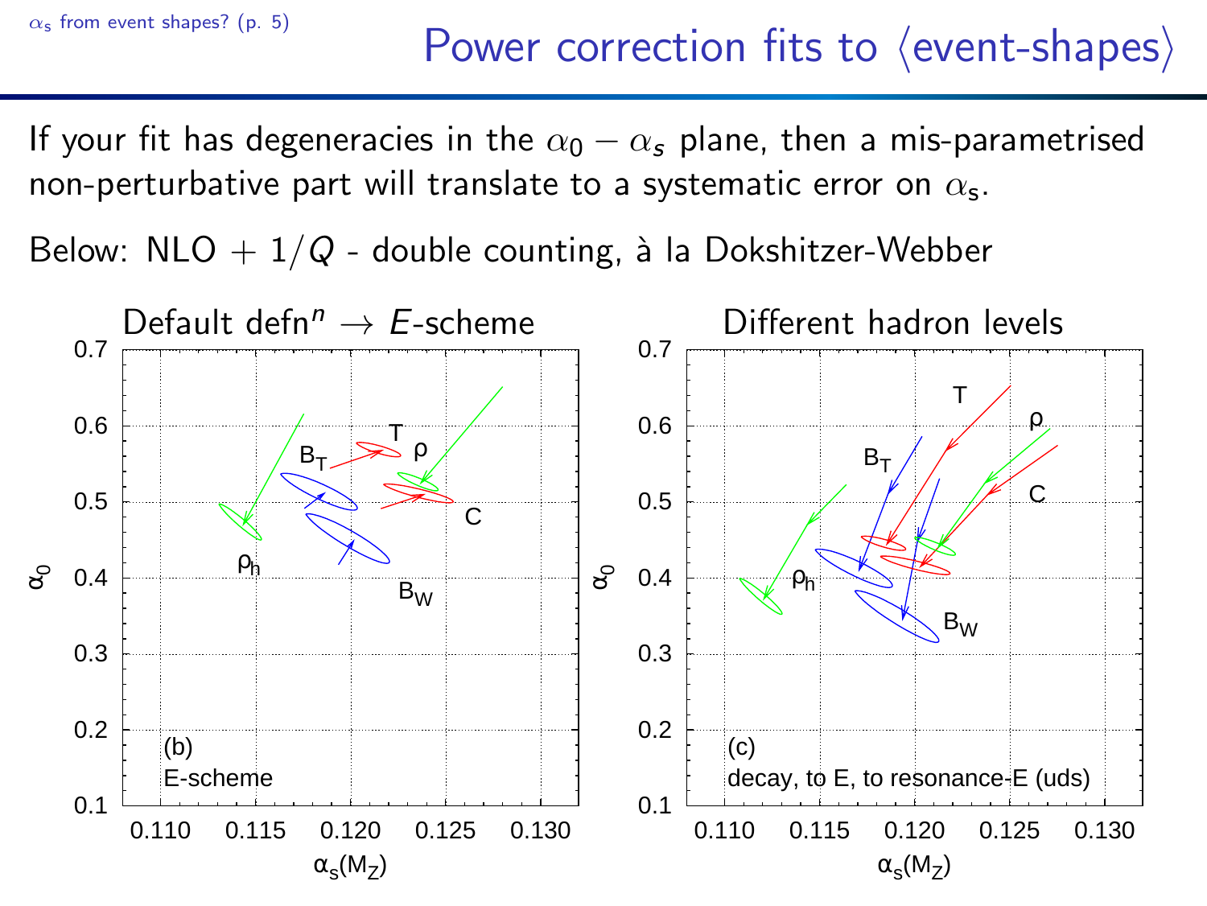# Power correction fits to ⟨event-shapes⟩

If your fit has degeneracies in the $\alpha_0 - \alpha_s$ plane, then a mis-parametrised non-perturbative part will translate to a systematic error on $\alpha_s$.

Below: NLO + $1/Q$ - double counting, à la Dokshitzer-Webber

**Default defn$^n$ → $E$-scheme** | **Different hadron levels**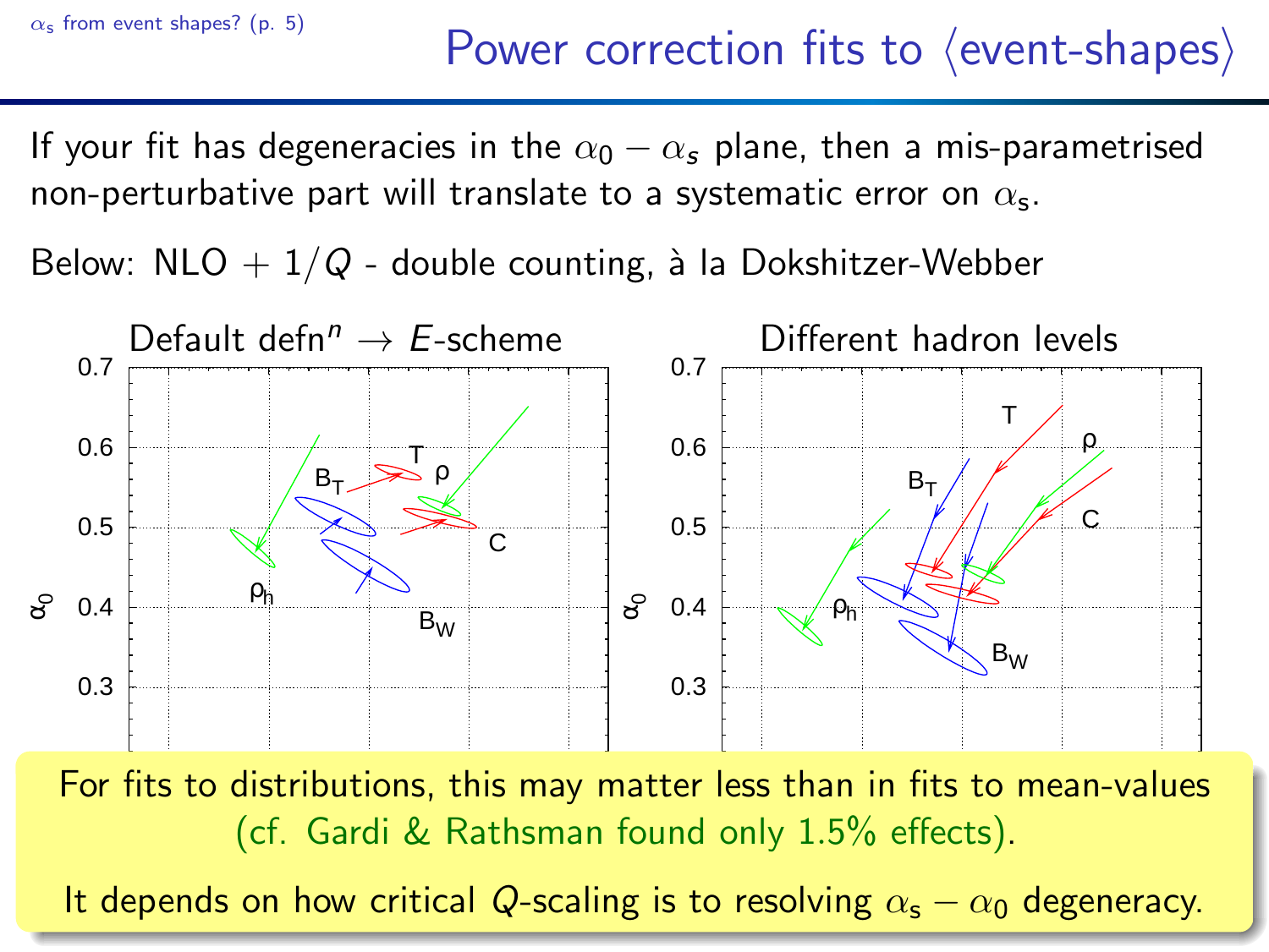# Power correction fits to ⟨event-shapes⟩

If your fit has degeneracies in the $\alpha_0 - \alpha_s$ plane, then a mis-parametrised non-perturbative part will translate to a systematic error on $\alpha_s$.

Below: NLO + $1/Q$ - double counting, à la Dokshitzer-Webber

**Default defn$^n$ → $E$-scheme** | **Different hadron levels**

For fits to distributions, this may matter less than in fits to mean-values (cf. Gardi & Rathsman found only 1.5% effects).

It depends on how critical $Q$-scaling is to resolving $\alpha_s - \alpha_0$ degeneracy.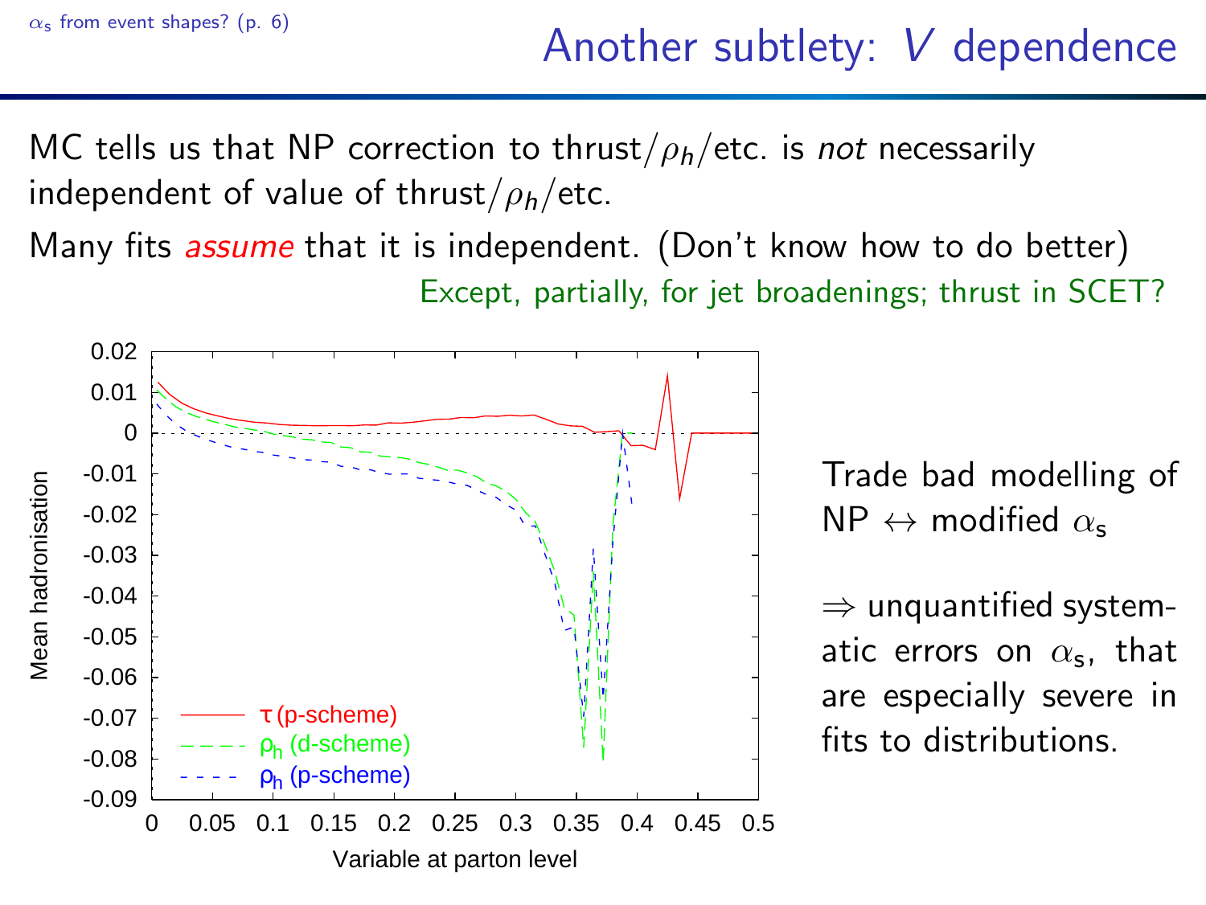# Another subtlety: $V$ dependence

MC tells us that NP correction to thrust/$\rho_h$/etc. is *not* necessarily independent of value of thrust/$\rho_h$/etc.

Many fits *assume* that it is independent. (Don't know how to do better)

Except, partially, for jet broadenings; thrust in SCET?

Trade bad modelling of NP $\leftrightarrow$ modified $\alpha_s$

$\Rightarrow$ unquantified systematic errors on $\alpha_s$, that are especially severe in fits to distributions.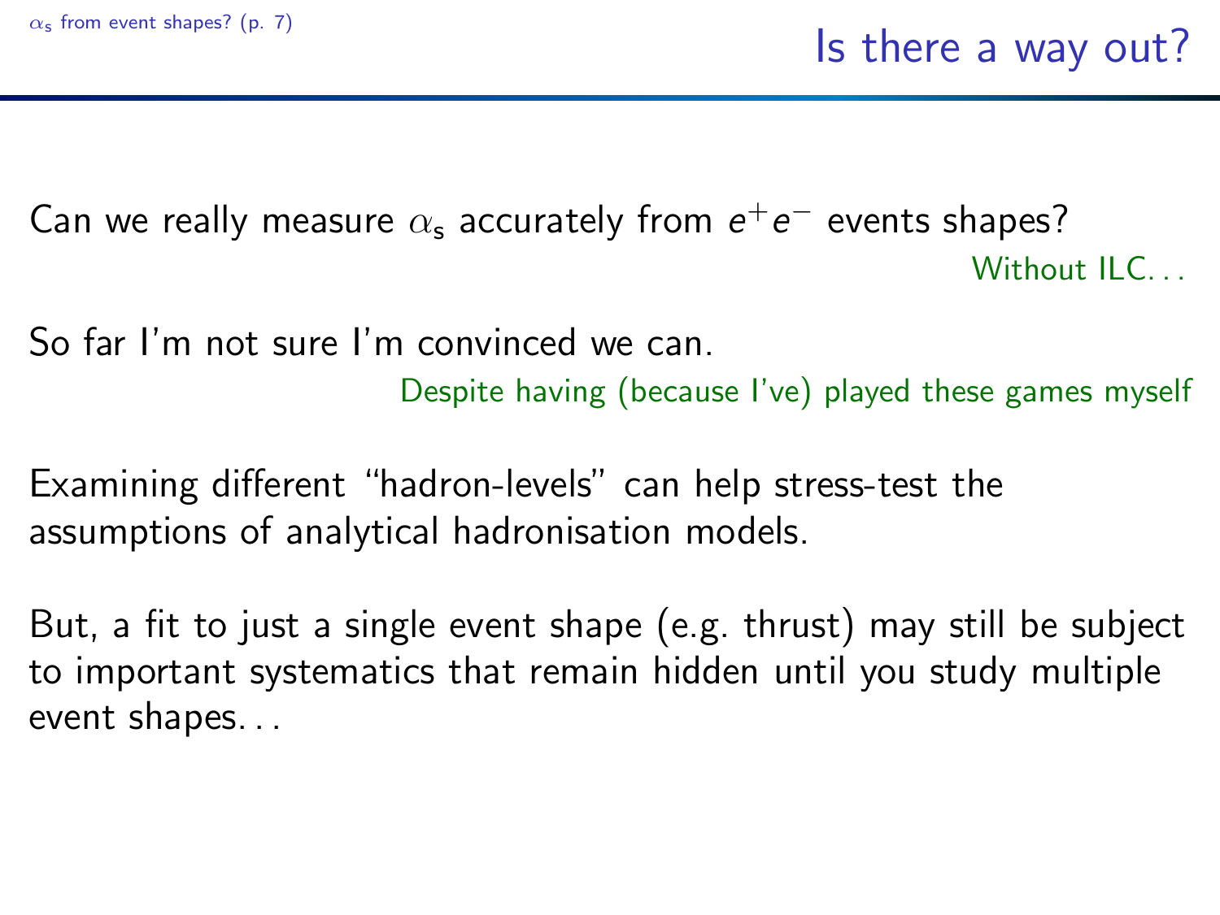# Is there a way out?

Can we really measure $\alpha_s$ accurately from $e^+e^-$ events shapes?

Without ILC...

So far I'm not sure I'm convinced we can.

Despite having (because I've) played these games myself

Examining different "hadron-levels" can help stress-test the assumptions of analytical hadronisation models.

But, a fit to just a single event shape (e.g. thrust) may still be subject to important systematics that remain hidden until you study multiple event shapes...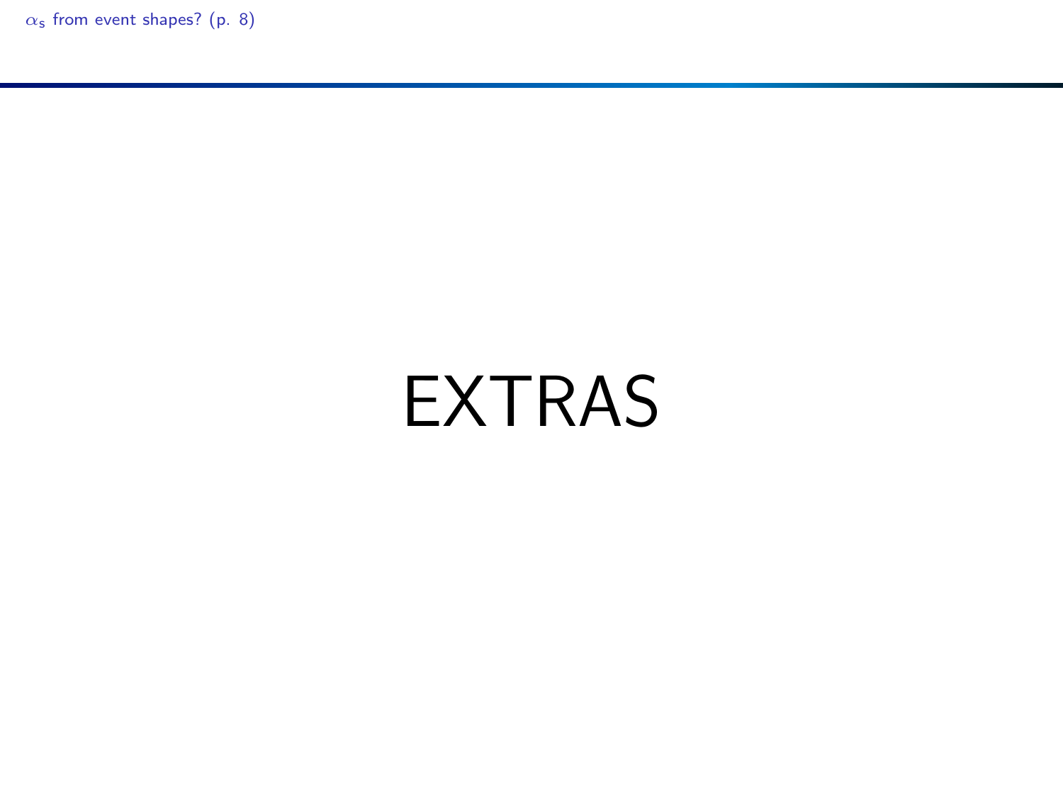# EXTRAS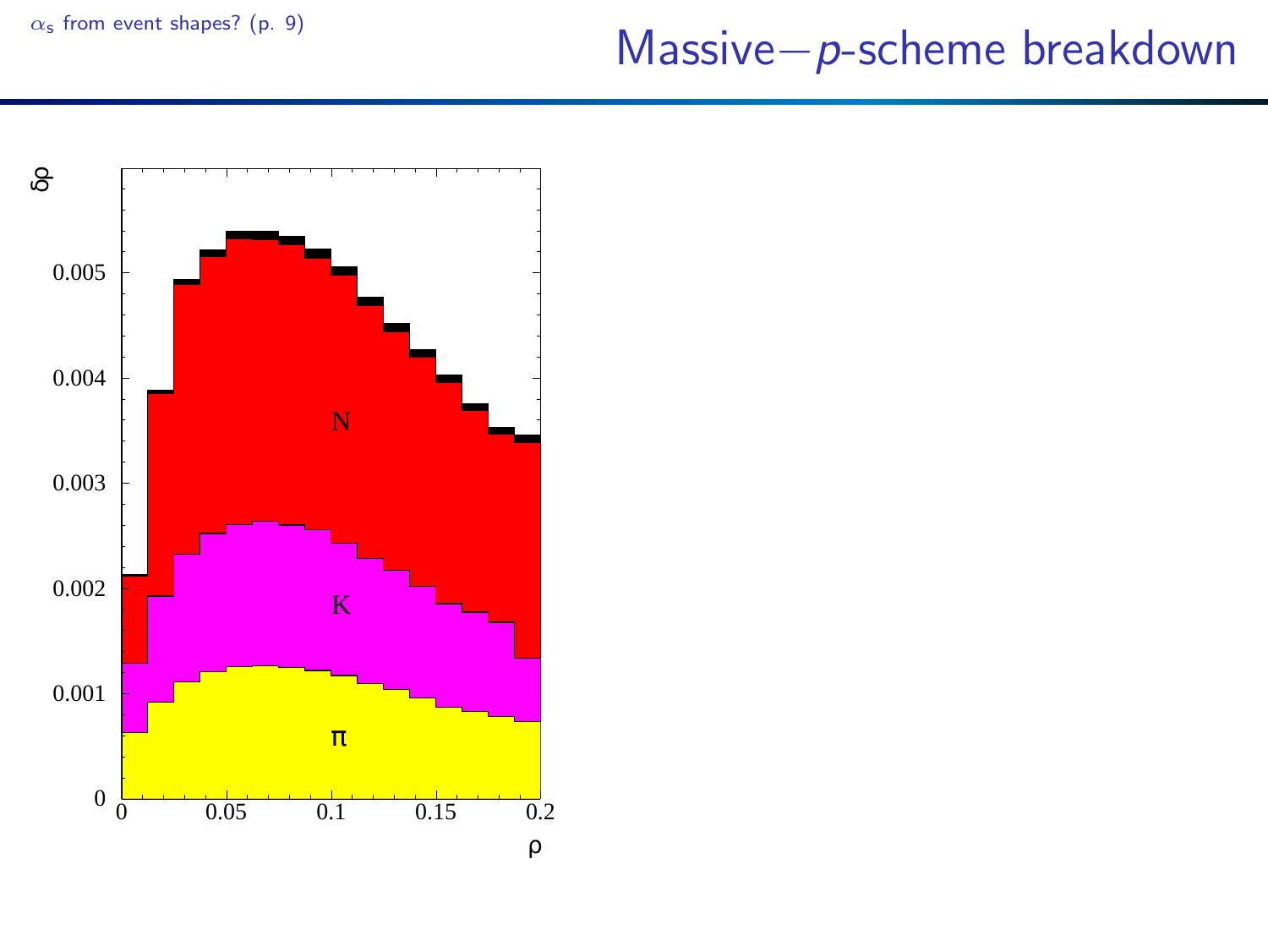# Massive−$p$-scheme breakdown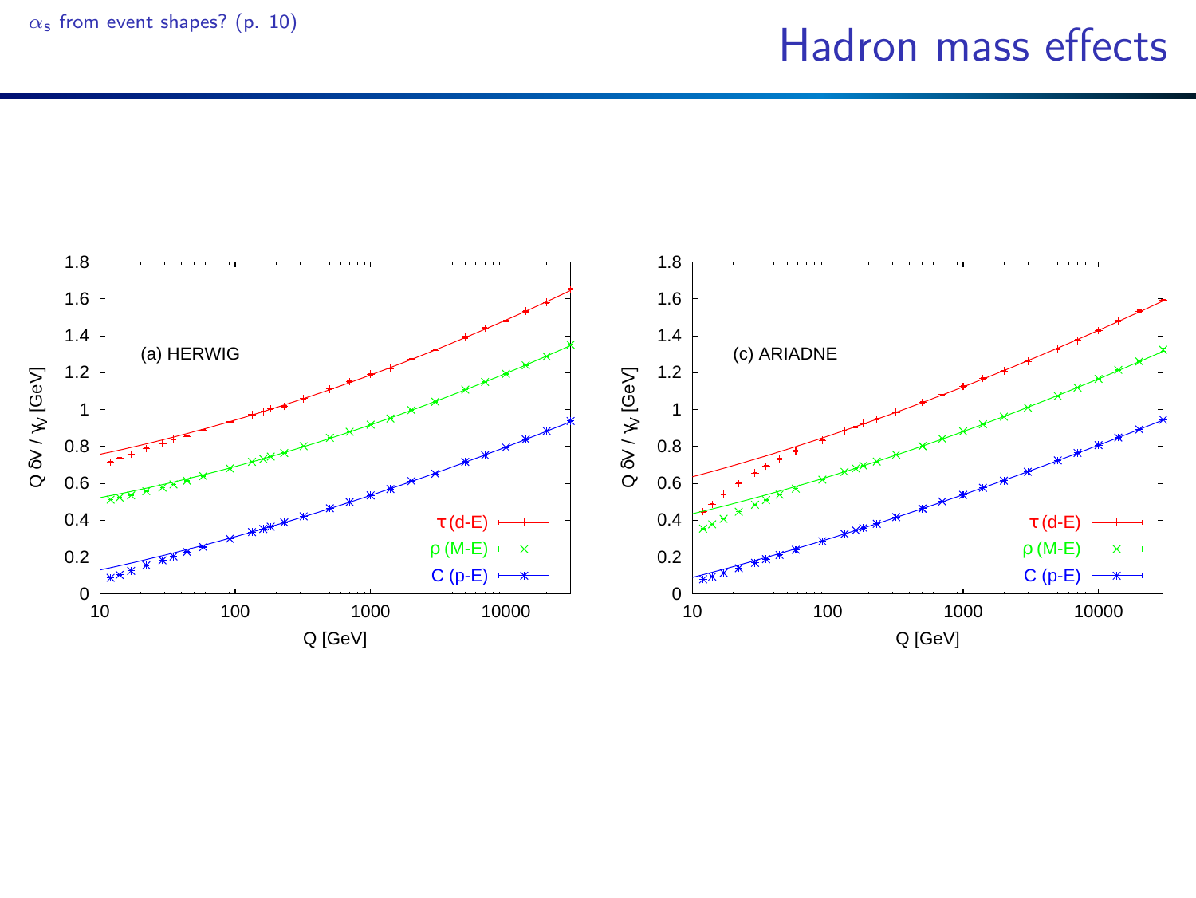# Hadron mass effects

(a) HERWIG

$Q\,\delta V / \gamma_V$ [GeV]

Q [GeV]

1.8
1.6
1.4
1.2
1
0.8
0.6
0.4
0.2
0

10
100
1000
10000

τ (d-E)
ρ (M-E)
C (p-E)

(c) ARIADNE

$Q\,\delta V / \gamma_V$ [GeV]

Q [GeV]

1.8
1.6
1.4
1.2
1
0.8
0.6
0.4
0.2
0

10
100
1000
10000

τ (d-E)
ρ (M-E)
C (p-E)